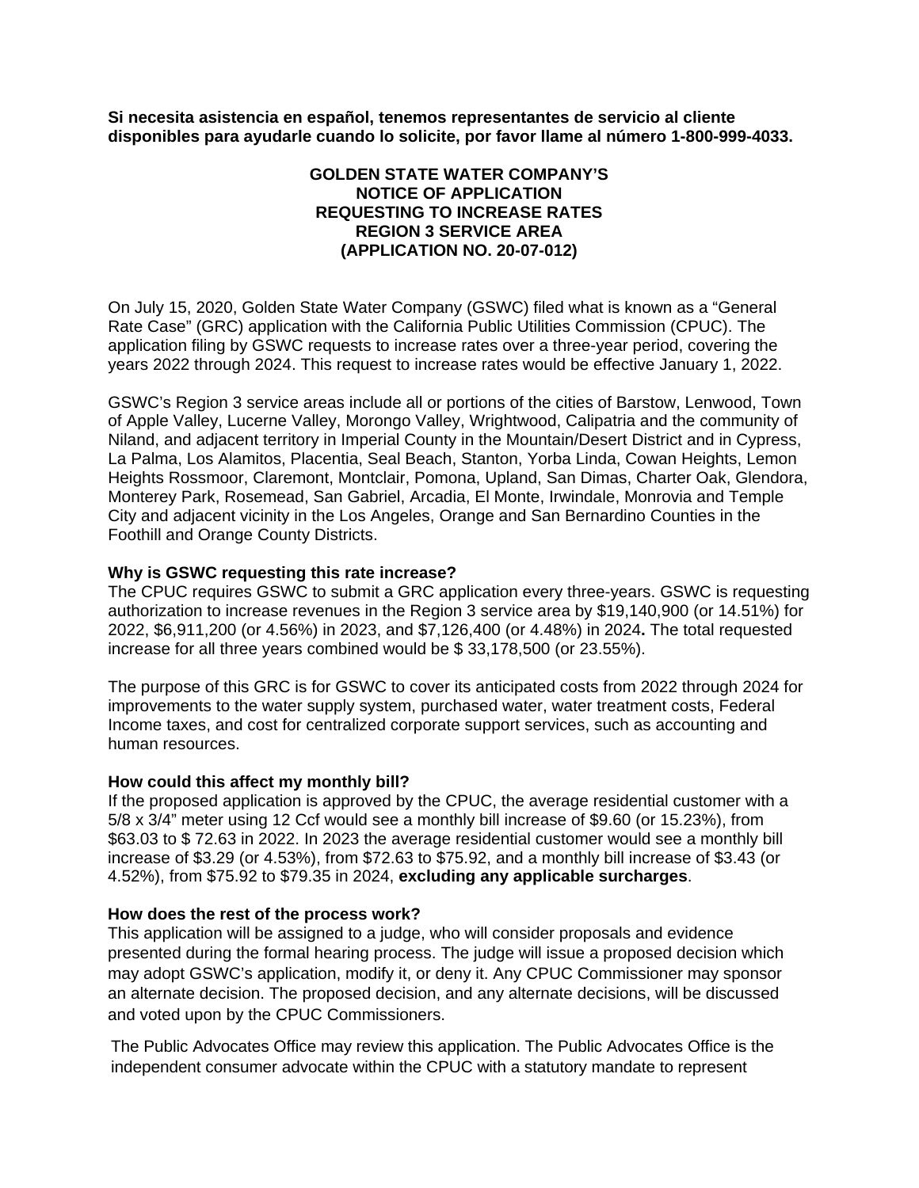**Si necesita asistencia en español, tenemos representantes de servicio al cliente disponibles para ayudarle cuando lo solicite, por favor llame al número 1-800-999-4033.**

# GOLDEN STATE WATER COMPANY'S NOTICE OF APPLICATION REQUESTING TO INCREASE RATES REGION 3 SERVICE AREA (APPLICATION NO. 20-07-012)

On July 15, 2020, Golden State Water Company (GSWC) filed what is known as a "General Rate Case" (GRC) application with the California Public Utilities Commission (CPUC). The application filing by GSWC requests to increase rates over a three-year period, covering the years 2022 through 2024. This request to increase rates would be effective January 1, 2022.

GSWC's Region 3 service areas include all or portions of the cities of Barstow, Lenwood, Town of Apple Valley, Lucerne Valley, Morongo Valley, Wrightwood, Calipatria and the community of Niland, and adjacent territory in Imperial County in the Mountain/Desert District and in Cypress, La Palma, Los Alamitos, Placentia, Seal Beach, Stanton, Yorba Linda, Cowan Heights, Lemon Heights Rossmoor, Claremont, Montclair, Pomona, Upland, San Dimas, Charter Oak, Glendora, Monterey Park, Rosemead, San Gabriel, Arcadia, El Monte, Irwindale, Monrovia and Temple City and adjacent vicinity in the Los Angeles, Orange and San Bernardino Counties in the Foothill and Orange County Districts.

**Why is GSWC requesting this rate increase?**

The CPUC requires GSWC to submit a GRC application every three-years. GSWC is requesting authorization to increase revenues in the Region 3 service area by $19,140,900 (or 14.51%) for 2022, $6,911,200 (or 4.56%) in 2023, and $7,126,400 (or 4.48%) in 2024**.** The total requested increase for all three years combined would be $ 33,178,500 (or 23.55%).

The purpose of this GRC is for GSWC to cover its anticipated costs from 2022 through 2024 for improvements to the water supply system, purchased water, water treatment costs, Federal Income taxes, and cost for centralized corporate support services, such as accounting and human resources.

**How could this affect my monthly bill?**

If the proposed application is approved by the CPUC, the average residential customer with a 5/8 x 3/4" meter using 12 Ccf would see a monthly bill increase of $9.60 (or 15.23%), from $63.03 to $ 72.63 in 2022. In 2023 the average residential customer would see a monthly bill increase of $3.29 (or 4.53%), from $72.63 to $75.92, and a monthly bill increase of $3.43 (or 4.52%), from $75.92 to $79.35 in 2024, **excluding any applicable surcharges**.

**How does the rest of the process work?**

This application will be assigned to a judge, who will consider proposals and evidence presented during the formal hearing process. The judge will issue a proposed decision which may adopt GSWC's application, modify it, or deny it. Any CPUC Commissioner may sponsor an alternate decision. The proposed decision, and any alternate decisions, will be discussed and voted upon by the CPUC Commissioners.

The Public Advocates Office may review this application. The Public Advocates Office is the independent consumer advocate within the CPUC with a statutory mandate to represent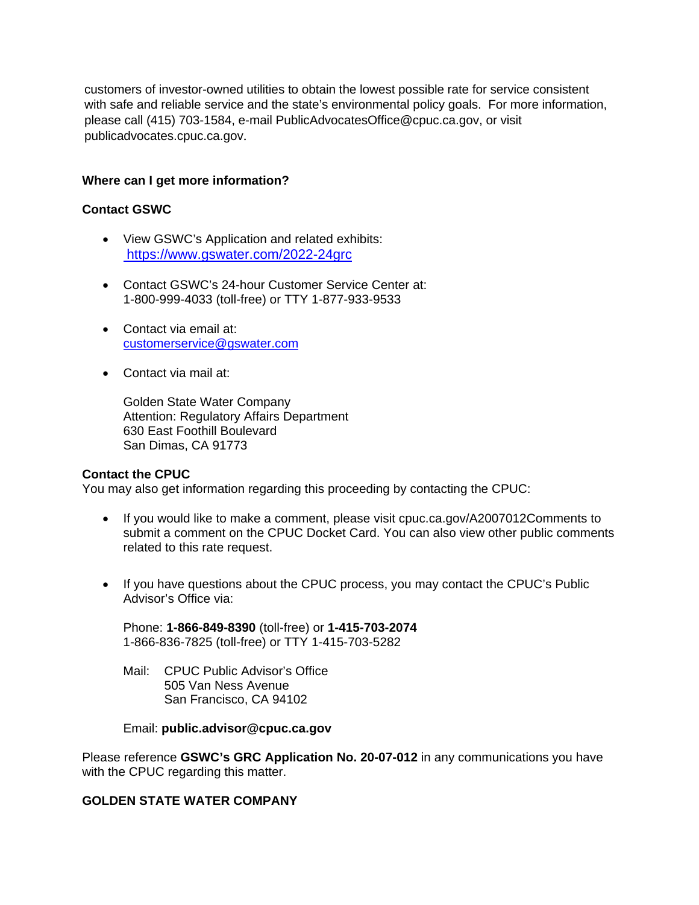customers of investor-owned utilities to obtain the lowest possible rate for service consistent with safe and reliable service and the state's environmental policy goals. For more information, please call (415) 703-1584, e-mail PublicAdvocatesOffice@cpuc.ca.gov, or visit publicadvocates.cpuc.ca.gov.

### Where can I get more information?

**Contact GSWC**

- View GSWC's Application and related exhibits: https://www.gswater.com/2022-24grc

- Contact GSWC's 24-hour Customer Service Center at: 1-800-999-4033 (toll-free) or TTY 1-877-933-9533

- Contact via email at: customerservice@gswater.com

- Contact via mail at:

  Golden State Water Company
  Attention: Regulatory Affairs Department
  630 East Foothill Boulevard
  San Dimas, CA 91773

**Contact the CPUC**

You may also get information regarding this proceeding by contacting the CPUC:

- If you would like to make a comment, please visit cpuc.ca.gov/A2007012Comments to submit a comment on the CPUC Docket Card. You can also view other public comments related to this rate request.

- If you have questions about the CPUC process, you may contact the CPUC's Public Advisor's Office via:

  Phone: **1-866-849-8390** (toll-free) or **1-415-703-2074**
  1-866-836-7825 (toll-free) or TTY 1-415-703-5282

  Mail: CPUC Public Advisor's Office
  505 Van Ness Avenue
  San Francisco, CA 94102

  Email: **public.advisor@cpuc.ca.gov**

Please reference **GSWC's GRC Application No. 20-07-012** in any communications you have with the CPUC regarding this matter.

**GOLDEN STATE WATER COMPANY**